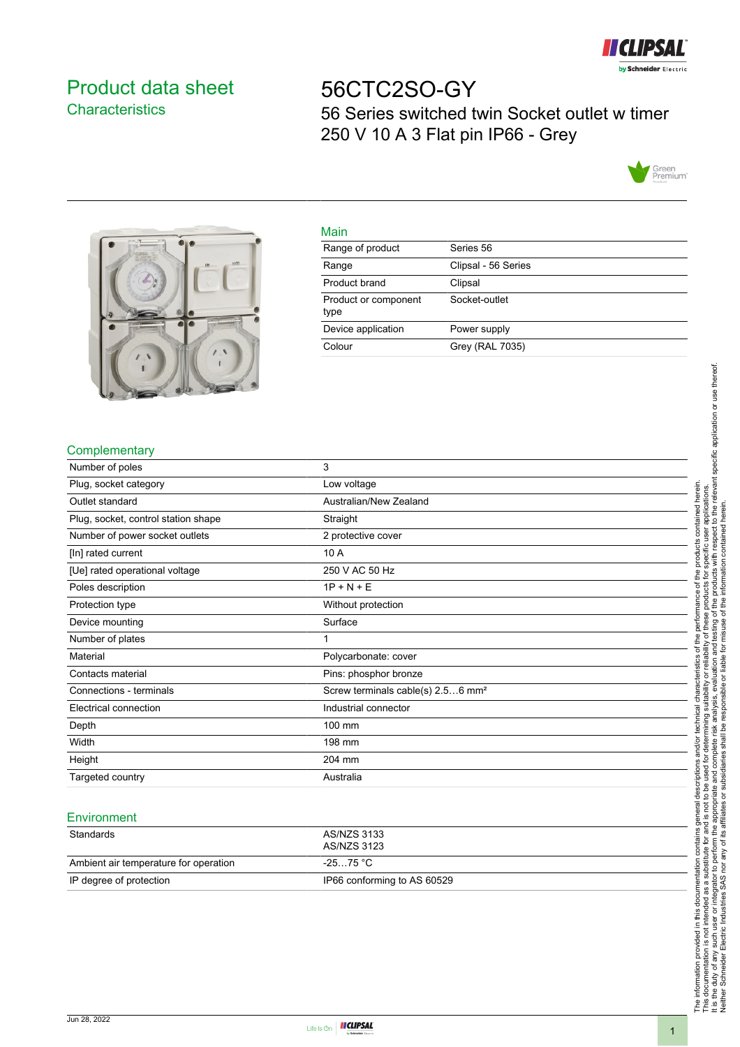# Product data sheet
## Characteristics

# 56CTC2SO-GY
56 Series switched twin Socket outlet w timer 250 V 10 A 3 Flat pin IP66 - Grey

## Main

| | |
|---|---|
| Range of product | Series 56 |
| Range | Clipsal - 56 Series |
| Product brand | Clipsal |
| Product or component type | Socket-outlet |
| Device application | Power supply |
| Colour | Grey (RAL 7035) |

## Complementary

| | |
|---|---|
| Number of poles | 3 |
| Plug, socket category | Low voltage |
| Outlet standard | Australian/New Zealand |
| Plug, socket, control station shape | Straight |
| Number of power socket outlets | 2 protective cover |
| [In] rated current | 10 A |
| [Ue] rated operational voltage | 250 V AC 50 Hz |
| Poles description | 1P + N + E |
| Protection type | Without protection |
| Device mounting | Surface |
| Number of plates | 1 |
| Material | Polycarbonate: cover |
| Contacts material | Pins: phosphor bronze |
| Connections - terminals | Screw terminals cable(s) 2.5…6 mm² |
| Electrical connection | Industrial connector |
| Depth | 100 mm |
| Width | 198 mm |
| Height | 204 mm |
| Targeted country | Australia |

## Environment

| | |
|---|---|
| Standards | AS/NZS 3133<br>AS/NZS 3123 |
| Ambient air temperature for operation | -25…75 °C |
| IP degree of protection | IP66 conforming to AS 60529 |

The information provided in this documentation contains general descriptions and/or technical characteristics of the performance of the products contained herein. This documentation is not intended as a substitute for and is not to be used for determining suitability or reliability of these products for specific user applications. It is the duty of any such user or integrator to perform the appropriate and complete risk analysis, evaluation and testing of the products with respect to the relevant specific application or use thereof. Neither Schneider Electric Industries SAS nor any of its affiliates or subsidiaries shall be responsible or liable for misuse of the information contained herein.

Jun 28, 2022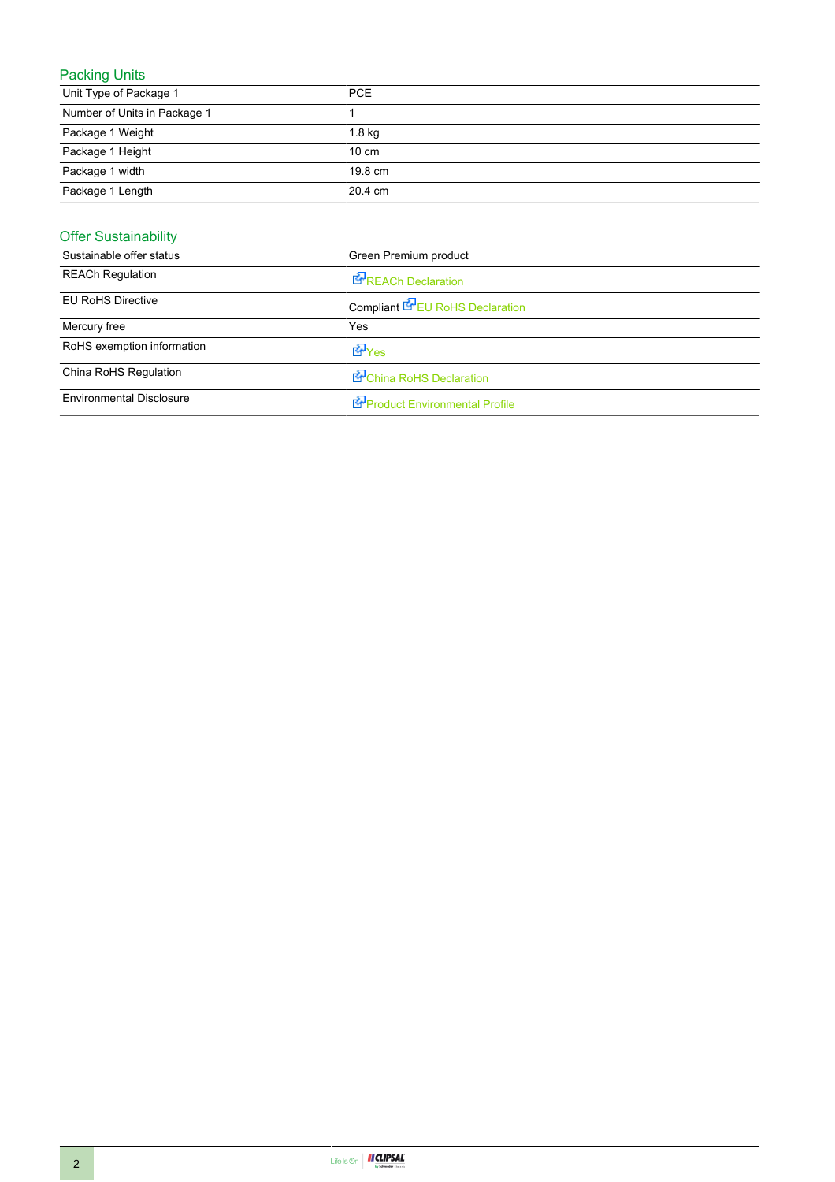## Packing Units

| | |
|---|---|
| Unit Type of Package 1 | PCE |
| Number of Units in Package 1 | 1 |
| Package 1 Weight | 1.8 kg |
| Package 1 Height | 10 cm |
| Package 1 width | 19.8 cm |
| Package 1 Length | 20.4 cm |

## Offer Sustainability

| | |
|---|---|
| Sustainable offer status | Green Premium product |
| REACh Regulation | REACh Declaration |
| EU RoHS Directive | Compliant EU RoHS Declaration |
| Mercury free | Yes |
| RoHS exemption information | Yes |
| China RoHS Regulation | China RoHS Declaration |
| Environmental Disclosure | Product Environmental Profile |